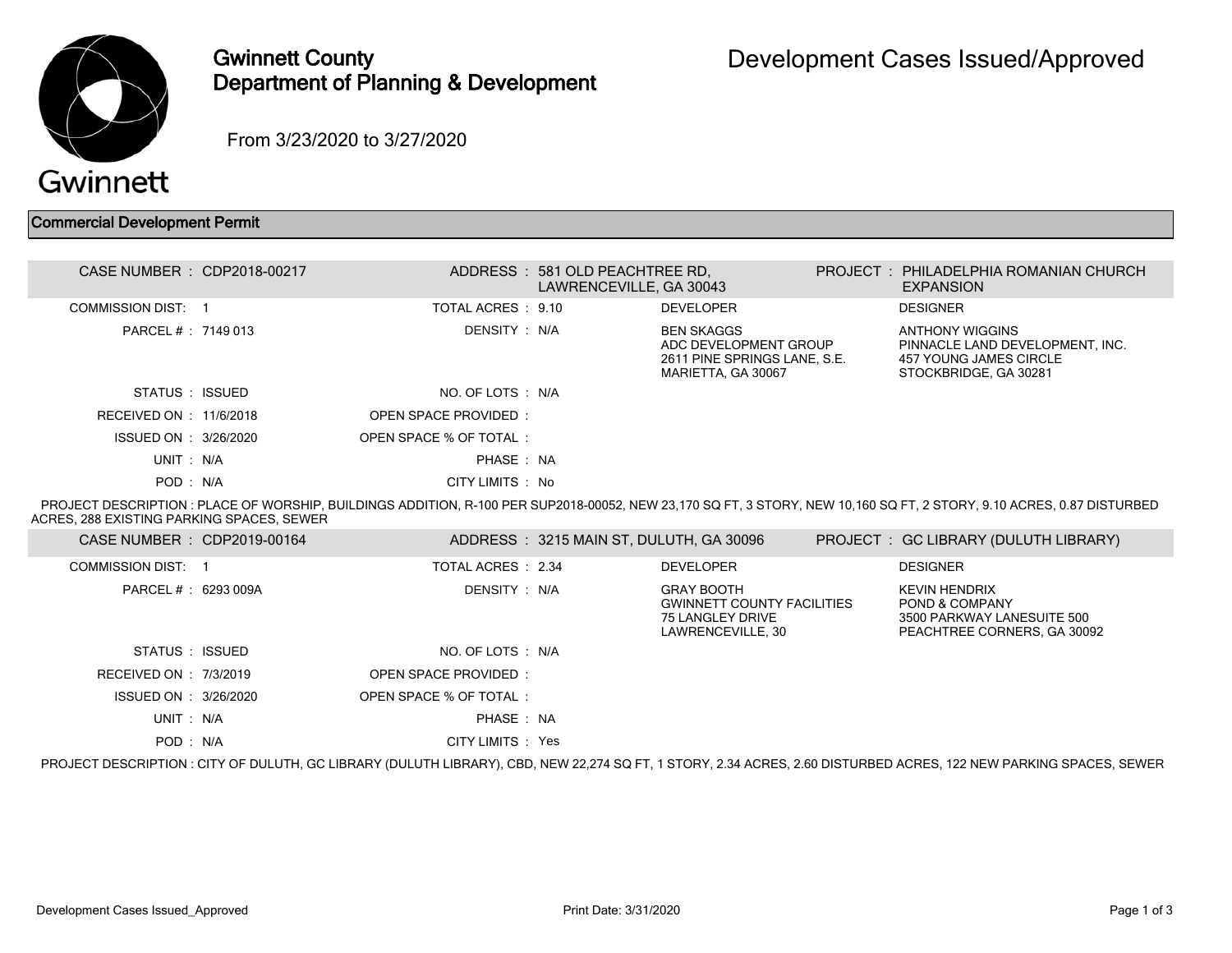# Gwinnett County
## Department of Planning & Development

# Development Cases Issued/Approved

From 3/23/2020 to 3/27/2020

## Commercial Development Permit

| | | | | | |
|---|---|---|---|---|---|
| CASE NUMBER : | CDP2018-00217 | ADDRESS : | 581 OLD PEACHTREE RD, LAWRENCEVILLE, GA 30043 | PROJECT : | PHILADELPHIA ROMANIAN CHURCH EXPANSION |
| COMMISSION DIST: | 1 | TOTAL ACRES : | 9.10 | DEVELOPER | DESIGNER |
| PARCEL # : | 7149 013 | DENSITY : | N/A | BEN SKAGGS<br>ADC DEVELOPMENT GROUP<br>2611 PINE SPRINGS LANE, S.E.<br>MARIETTA, GA 30067 | ANTHONY WIGGINS<br>PINNACLE LAND DEVELOPMENT, INC.<br>457 YOUNG JAMES CIRCLE<br>STOCKBRIDGE, GA 30281 |
| STATUS : | ISSUED | NO. OF LOTS : | N/A | | |
| RECEIVED ON : | 11/6/2018 | OPEN SPACE PROVIDED : | | | |
| ISSUED ON : | 3/26/2020 | OPEN SPACE % OF TOTAL : | | | |
| UNIT : | N/A | PHASE : | NA | | |
| POD : | N/A | CITY LIMITS : | No | | |

PROJECT DESCRIPTION : PLACE OF WORSHIP, BUILDINGS ADDITION, R-100 PER SUP2018-00052, NEW 23,170 SQ FT, 3 STORY, NEW 10,160 SQ FT, 2 STORY, 9.10 ACRES, 0.87 DISTURBED ACRES, 288 EXISTING PARKING SPACES, SEWER

| | | | | | |
|---|---|---|---|---|---|
| CASE NUMBER : | CDP2019-00164 | ADDRESS : | 3215 MAIN ST, DULUTH, GA 30096 | PROJECT : | GC LIBRARY (DULUTH LIBRARY) |
| COMMISSION DIST: | 1 | TOTAL ACRES : | 2.34 | DEVELOPER | DESIGNER |
| PARCEL # : | 6293 009A | DENSITY : | N/A | GRAY BOOTH<br>GWINNETT COUNTY FACILITIES<br>75 LANGLEY DRIVE<br>LAWRENCEVILLE, 30 | KEVIN HENDRIX<br>POND & COMPANY<br>3500 PARKWAY LANESUITE 500<br>PEACHTREE CORNERS, GA 30092 |
| STATUS : | ISSUED | NO. OF LOTS : | N/A | | |
| RECEIVED ON : | 7/3/2019 | OPEN SPACE PROVIDED : | | | |
| ISSUED ON : | 3/26/2020 | OPEN SPACE % OF TOTAL : | | | |
| UNIT : | N/A | PHASE : | NA | | |
| POD : | N/A | CITY LIMITS : | Yes | | |

PROJECT DESCRIPTION : CITY OF DULUTH, GC LIBRARY (DULUTH LIBRARY), CBD, NEW 22,274 SQ FT, 1 STORY, 2.34 ACRES, 2.60 DISTURBED ACRES, 122 NEW PARKING SPACES, SEWER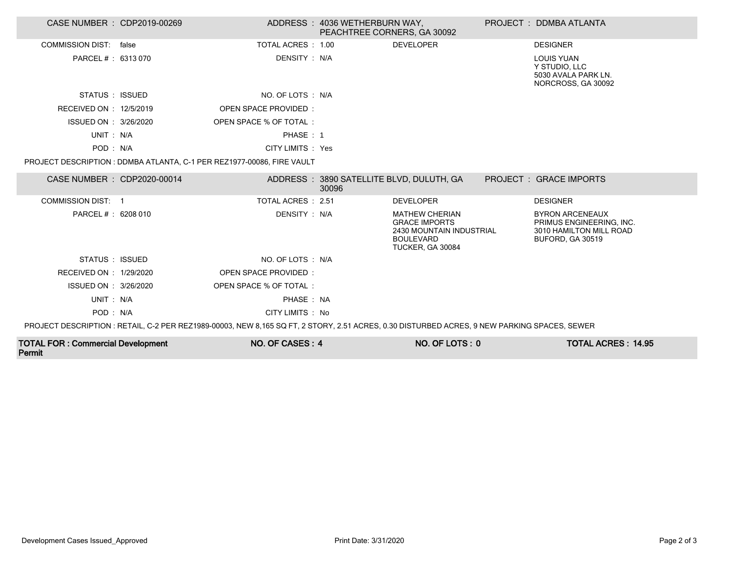| CASE NUMBER : CDP2019-00269 | ADDRESS : 4036 WETHERBURN WAY, PEACHTREE CORNERS, GA 30092 | | PROJECT : DDMBA ATLANTA |
|---|---|---|---|
| COMMISSION DIST: false | TOTAL ACRES : 1.00 | DEVELOPER | DESIGNER |
| PARCEL # : 6313 070 | DENSITY : N/A | | LOUIS YUAN<br>Y STUDIO, LLC<br>5030 AVALA PARK LN.<br>NORCROSS, GA 30092 |
| STATUS : ISSUED | NO. OF LOTS : N/A | | |
| RECEIVED ON : 12/5/2019 | OPEN SPACE PROVIDED : | | |
| ISSUED ON : 3/26/2020 | OPEN SPACE % OF TOTAL : | | |
| UNIT : N/A | PHASE : 1 | | |
| POD : N/A | CITY LIMITS : Yes | | |

PROJECT DESCRIPTION : DDMBA ATLANTA, C-1 PER REZ1977-00086, FIRE VAULT

| CASE NUMBER : CDP2020-00014 | ADDRESS : 3890 SATELLITE BLVD, DULUTH, GA 30096 | | PROJECT : GRACE IMPORTS |
|---|---|---|---|
| COMMISSION DIST: 1 | TOTAL ACRES : 2.51 | DEVELOPER | DESIGNER |
| PARCEL # : 6208 010 | DENSITY : N/A | MATHEW CHERIAN<br>GRACE IMPORTS<br>2430 MOUNTAIN INDUSTRIAL BOULEVARD<br>TUCKER, GA 30084 | BYRON ARCENEAUX<br>PRIMUS ENGINEERING, INC.<br>3010 HAMILTON MILL ROAD<br>BUFORD, GA 30519 |
| STATUS : ISSUED | NO. OF LOTS : N/A | | |
| RECEIVED ON : 1/29/2020 | OPEN SPACE PROVIDED : | | |
| ISSUED ON : 3/26/2020 | OPEN SPACE % OF TOTAL : | | |
| UNIT : N/A | PHASE : NA | | |
| POD : N/A | CITY LIMITS : No | | |

PROJECT DESCRIPTION : RETAIL, C-2 PER REZ1989-00003, NEW 8,165 SQ FT, 2 STORY, 2.51 ACRES, 0.30 DISTURBED ACRES, 9 NEW PARKING SPACES, SEWER

| **TOTAL FOR : Commercial Development Permit** | **NO. OF CASES : 4** | **NO. OF LOTS : 0** | **TOTAL ACRES : 14.95** |
|---|---|---|---|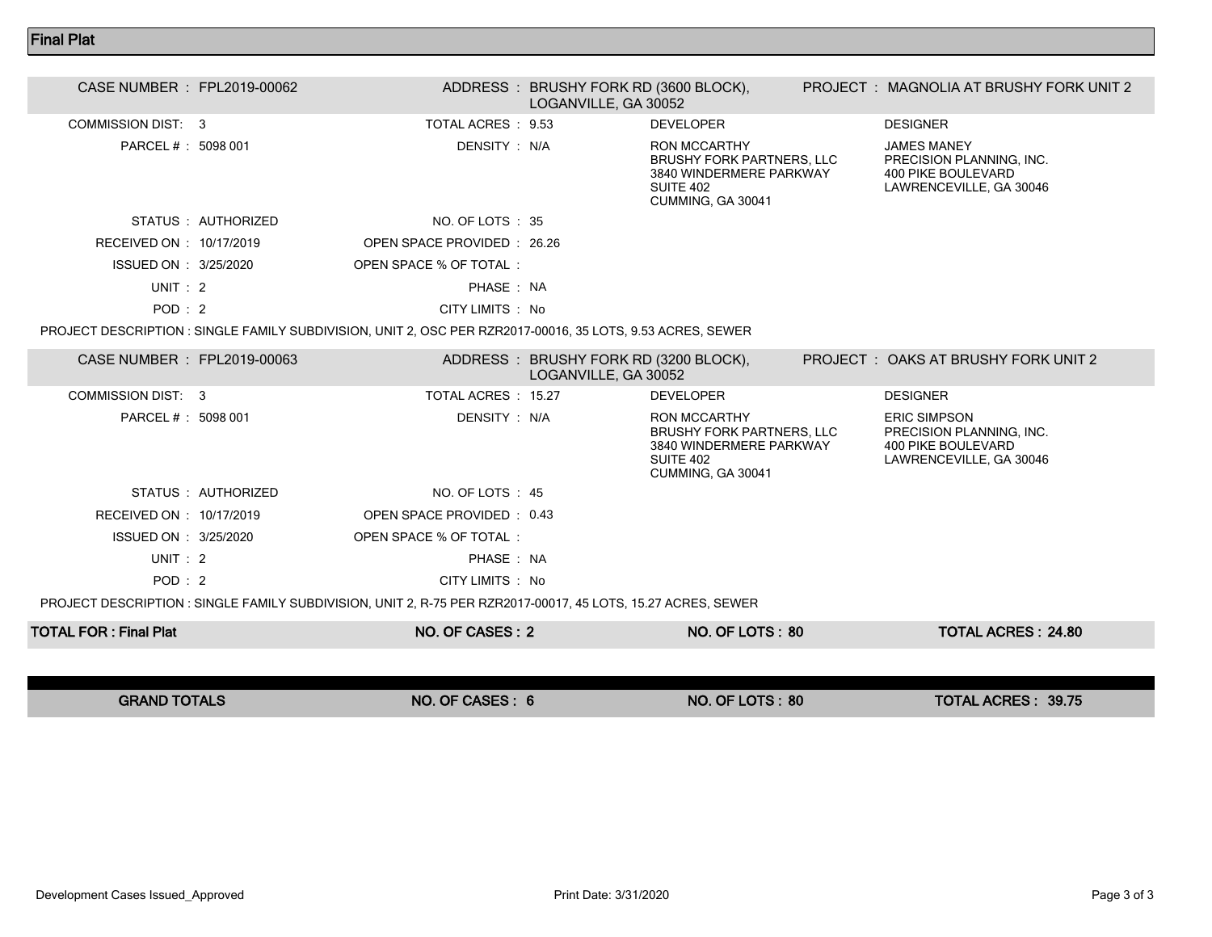## Final Plat

| | | | |
|---|---|---|---|
| CASE NUMBER : FPL2019-00062 | ADDRESS : BRUSHY FORK RD (3600 BLOCK), LOGANVILLE, GA 30052 | | PROJECT : MAGNOLIA AT BRUSHY FORK UNIT 2 |
| COMMISSION DIST: 3 | TOTAL ACRES : 9.53 | DEVELOPER | DESIGNER |
| PARCEL # : 5098 001 | DENSITY : N/A | RON MCCARTHY<br>BRUSHY FORK PARTNERS, LLC<br>3840 WINDERMERE PARKWAY<br>SUITE 402<br>CUMMING, GA 30041 | JAMES MANEY<br>PRECISION PLANNING, INC.<br>400 PIKE BOULEVARD<br>LAWRENCEVILLE, GA 30046 |
| STATUS : AUTHORIZED | NO. OF LOTS : 35 | | |
| RECEIVED ON : 10/17/2019 | OPEN SPACE PROVIDED : 26.26 | | |
| ISSUED ON : 3/25/2020 | OPEN SPACE % OF TOTAL : | | |
| UNIT : 2 | PHASE : NA | | |
| POD : 2 | CITY LIMITS : No | | |

PROJECT DESCRIPTION : SINGLE FAMILY SUBDIVISION, UNIT 2, OSC PER RZR2017-00016, 35 LOTS, 9.53 ACRES, SEWER

| | | | |
|---|---|---|---|
| CASE NUMBER : FPL2019-00063 | ADDRESS : BRUSHY FORK RD (3200 BLOCK), LOGANVILLE, GA 30052 | | PROJECT : OAKS AT BRUSHY FORK UNIT 2 |
| COMMISSION DIST: 3 | TOTAL ACRES : 15.27 | DEVELOPER | DESIGNER |
| PARCEL # : 5098 001 | DENSITY : N/A | RON MCCARTHY<br>BRUSHY FORK PARTNERS, LLC<br>3840 WINDERMERE PARKWAY<br>SUITE 402<br>CUMMING, GA 30041 | ERIC SIMPSON<br>PRECISION PLANNING, INC.<br>400 PIKE BOULEVARD<br>LAWRENCEVILLE, GA 30046 |
| STATUS : AUTHORIZED | NO. OF LOTS : 45 | | |
| RECEIVED ON : 10/17/2019 | OPEN SPACE PROVIDED : 0.43 | | |
| ISSUED ON : 3/25/2020 | OPEN SPACE % OF TOTAL : | | |
| UNIT : 2 | PHASE : NA | | |
| POD : 2 | CITY LIMITS : No | | |

PROJECT DESCRIPTION : SINGLE FAMILY SUBDIVISION, UNIT 2, R-75 PER RZR2017-00017, 45 LOTS, 15.27 ACRES, SEWER

| | | | |
|---|---|---|---|
| **TOTAL FOR : Final Plat** | **NO. OF CASES : 2** | **NO. OF LOTS : 80** | **TOTAL ACRES : 24.80** |

| | | | |
|---|---|---|---|
| **GRAND TOTALS** | **NO. OF CASES : 6** | **NO. OF LOTS : 80** | **TOTAL ACRES : 39.75** |

Development Cases Issued_Approved

Print Date: 3/31/2020